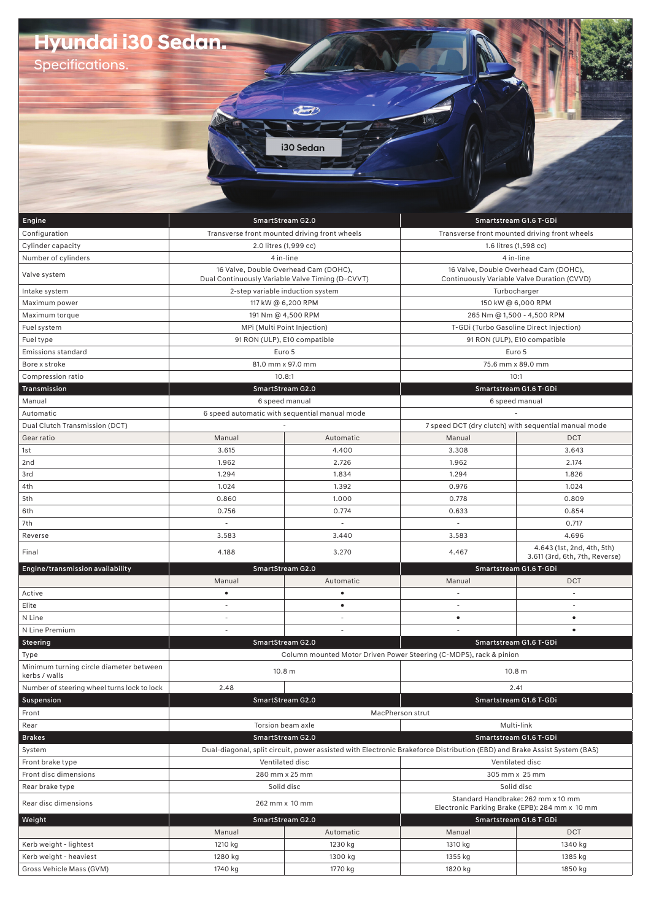# Hyundai i30 Sedan.

## Specifications.

| Engine | SmartStream G2.0 | | Smartstream G1.6 T-GDi | |
|---|---|---|---|---|
| Configuration | Transverse front mounted driving front wheels | | Transverse front mounted driving front wheels | |
| Cylinder capacity | 2.0 litres (1,999 cc) | | 1.6 litres (1,598 cc) | |
| Number of cylinders | 4 in-line | | 4 in-line | |
| Valve system | 16 Valve, Double Overhead Cam (DOHC), Dual Continuously Variable Valve Timing (D-CVVT) | | 16 Valve, Double Overhead Cam (DOHC), Continuously Variable Valve Duration (CVVD) | |
| Intake system | 2-step variable induction system | | Turbocharger | |
| Maximum power | 117 kW @ 6,200 RPM | | 150 kW @ 6,000 RPM | |
| Maximum torque | 191 Nm @ 4,500 RPM | | 265 Nm @ 1,500 - 4,500 RPM | |
| Fuel system | MPi (Multi Point Injection) | | T-GDi (Turbo Gasoline Direct Injection) | |
| Fuel type | 91 RON (ULP), E10 compatible | | 91 RON (ULP), E10 compatible | |
| Emissions standard | Euro 5 | | Euro 5 | |
| Bore x stroke | 81.0 mm x 97.0 mm | | 75.6 mm x 89.0 mm | |
| Compression ratio | 10.8:1 | | 10:1 | |
| **Transmission** | **SmartStream G2.0** | | **Smartstream G1.6 T-GDi** | |
| Manual | 6 speed manual | | 6 speed manual | |
| Automatic | 6 speed automatic with sequential manual mode | | - | |
| Dual Clutch Transmission (DCT) | - | | 7 speed DCT (dry clutch) with sequential manual mode | |
| Gear ratio | Manual | Automatic | Manual | DCT |
| 1st | 3.615 | 4.400 | 3.308 | 3.643 |
| 2nd | 1.962 | 2.726 | 1.962 | 2.174 |
| 3rd | 1.294 | 1.834 | 1.294 | 1.826 |
| 4th | 1.024 | 1.392 | 0.976 | 1.024 |
| 5th | 0.860 | 1.000 | 0.778 | 0.809 |
| 6th | 0.756 | 0.774 | 0.633 | 0.854 |
| 7th | - | - | - | 0.717 |
| Reverse | 3.583 | 3.440 | 3.583 | 4.696 |
| Final | 4.188 | 3.270 | 4.467 | 4.643 (1st, 2nd, 4th, 5th) 3.611 (3rd, 6th, 7th, Reverse) |
| **Engine/transmission availability** | **SmartStream G2.0** | | **Smartstream G1.6 T-GDi** | |
| | Manual | Automatic | Manual | DCT |
| Active | • | • | - | - |
| Elite | - | • | - | - |
| N Line | - | - | • | • |
| N Line Premium | - | - | - | • |
| **Steering** | **SmartStream G2.0** | | **Smartstream G1.6 T-GDi** | |
| Type | Column mounted Motor Driven Power Steering (C-MDPS), rack & pinion | | | |
| Minimum turning circle diameter between kerbs / walls | 10.8 m | | 10.8 m | |
| Number of steering wheel turns lock to lock | 2.48 | | 2.41 | |
| **Suspension** | **SmartStream G2.0** | | **Smartstream G1.6 T-GDi** | |
| Front | MacPherson strut | | | |
| Rear | Torsion beam axle | | Multi-link | |
| **Brakes** | **SmartStream G2.0** | | **Smartstream G1.6 T-GDi** | |
| System | Dual-diagonal, split circuit, power assisted with Electronic Brakeforce Distribution (EBD) and Brake Assist System (BAS) | | | |
| Front brake type | Ventilated disc | | Ventilated disc | |
| Front disc dimensions | 280 mm x 25 mm | | 305 mm x 25 mm | |
| Rear brake type | Solid disc | | Solid disc | |
| Rear disc dimensions | 262 mm x 10 mm | | Standard Handbrake: 262 mm x 10 mm Electronic Parking Brake (EPB): 284 mm x 10 mm | |
| **Weight** | **SmartStream G2.0** | | **Smartstream G1.6 T-GDi** | |
| | Manual | Automatic | Manual | DCT |
| Kerb weight - lightest | 1210 kg | 1230 kg | 1310 kg | 1340 kg |
| Kerb weight - heaviest | 1280 kg | 1300 kg | 1355 kg | 1385 kg |
| Gross Vehicle Mass (GVM) | 1740 kg | 1770 kg | 1820 kg | 1850 kg |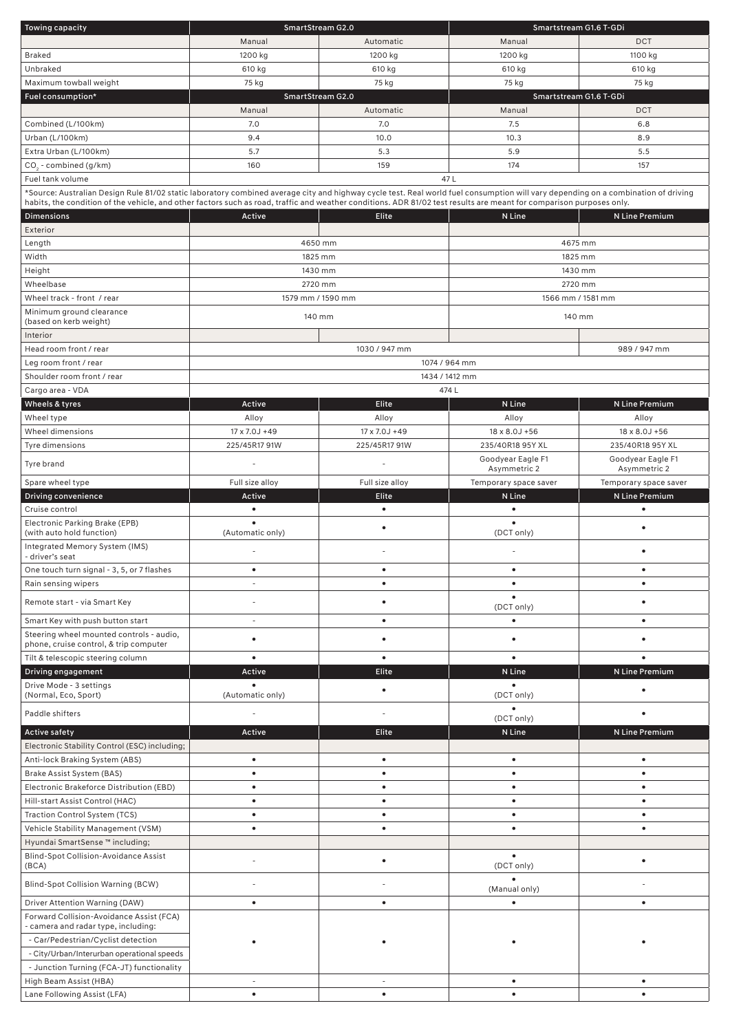| Towing capacity | SmartStream G2.0 | | Smartstream G1.6 T-GDi | |
|---|---|---|---|---|
| | Manual | Automatic | Manual | DCT |
| Braked | 1200 kg | 1200 kg | 1200 kg | 1100 kg |
| Unbraked | 610 kg | 610 kg | 610 kg | 610 kg |
| Maximum towball weight | 75 kg | 75 kg | 75 kg | 75 kg |

| Fuel consumption* | SmartStream G2.0 | | Smartstream G1.6 T-GDi | |
|---|---|---|---|---|
| | Manual | Automatic | Manual | DCT |
| Combined (L/100km) | 7.0 | 7.0 | 7.5 | 6.8 |
| Urban (L/100km) | 9.4 | 10.0 | 10.3 | 8.9 |
| Extra Urban (L/100km) | 5.7 | 5.3 | 5.9 | 5.5 |
| $CO_2$ - combined (g/km) | 160 | 159 | 174 | 157 |
| Fuel tank volume | 47 L | | | |

*Source: Australian Design Rule 81/02 static laboratory combined average city and highway cycle test. Real world fuel consumption will vary depending on a combination of driving habits, the condition of the vehicle, and other factors such as road, traffic and weather conditions. ADR 81/02 test results are meant for comparison purposes only.

| Dimensions | Active | Elite | N Line | N Line Premium |
|---|---|---|---|---|
| Exterior | | | | |
| Length | 4650 mm | | 4675 mm | |
| Width | 1825 mm | | 1825 mm | |
| Height | 1430 mm | | 1430 mm | |
| Wheelbase | 2720 mm | | 2720 mm | |
| Wheel track - front / rear | 1579 mm / 1590 mm | | 1566 mm / 1581 mm | |
| Minimum ground clearance (based on kerb weight) | 140 mm | | 140 mm | |
| Interior | | | | |
| Head room front / rear | 1030 / 947 mm | | | 989 / 947 mm |
| Leg room front / rear | 1074 / 964 mm | | | |
| Shoulder room front / rear | 1434 / 1412 mm | | | |
| Cargo area - VDA | 474 L | | | |

| Wheels & tyres | Active | Elite | N Line | N Line Premium |
|---|---|---|---|---|
| Wheel type | Alloy | Alloy | Alloy | Alloy |
| Wheel dimensions | 17 x 7.0J +49 | 17 x 7.0J +49 | 18 x 8.0J +56 | 18 x 8.0J +56 |
| Tyre dimensions | 225/45R17 91W | 225/45R17 91W | 235/40R18 95Y XL | 235/40R18 95Y XL |
| Tyre brand | - | - | Goodyear Eagle F1 Asymmetric 2 | Goodyear Eagle F1 Asymmetric 2 |
| Spare wheel type | Full size alloy | Full size alloy | Temporary space saver | Temporary space saver |

| Driving convenience | Active | Elite | N Line | N Line Premium |
|---|---|---|---|---|
| Cruise control | • | • | • | • |
| Electronic Parking Brake (EPB) (with auto hold function) | • (Automatic only) | • | • (DCT only) | • |
| Integrated Memory System (IMS) - driver's seat | - | - | - | • |
| One touch turn signal - 3, 5, or 7 flashes | • | • | • | • |
| Rain sensing wipers | - | • | • | • |
| Remote start - via Smart Key | - | • | • (DCT only) | • |
| Smart Key with push button start | - | • | • | • |
| Steering wheel mounted controls - audio, phone, cruise control, & trip computer | • | • | • | • |
| Tilt & telescopic steering column | • | • | • | • |

| Driving engagement | Active | Elite | N Line | N Line Premium |
|---|---|---|---|---|
| Drive Mode - 3 settings (Normal, Eco, Sport) | • (Automatic only) | • | • (DCT only) | • |
| Paddle shifters | - | - | • (DCT only) | • |

| Active safety | Active | Elite | N Line | N Line Premium |
|---|---|---|---|---|
| Electronic Stability Control (ESC) including; | | | | |
| Anti-lock Braking System (ABS) | • | • | • | • |
| Brake Assist System (BAS) | • | • | • | • |
| Electronic Brakeforce Distribution (EBD) | • | • | • | • |
| Hill-start Assist Control (HAC) | • | • | • | • |
| Traction Control System (TCS) | • | • | • | • |
| Vehicle Stability Management (VSM) | • | • | • | • |
| Hyundai SmartSense ™ including; | | | | |
| Blind-Spot Collision-Avoidance Assist (BCA) | - | • | • (DCT only) | • |
| Blind-Spot Collision Warning (BCW) | - | - | • (Manual only) | - |
| Driver Attention Warning (DAW) | • | • | • | • |
| Forward Collision-Avoidance Assist (FCA) - camera and radar type, including: - Car/Pedestrian/Cyclist detection - City/Urban/Interurban operational speeds - Junction Turning (FCA-JT) functionality | • | • | • | • |
| High Beam Assist (HBA) | - | - | • | • |
| Lane Following Assist (LFA) | • | • | • | • |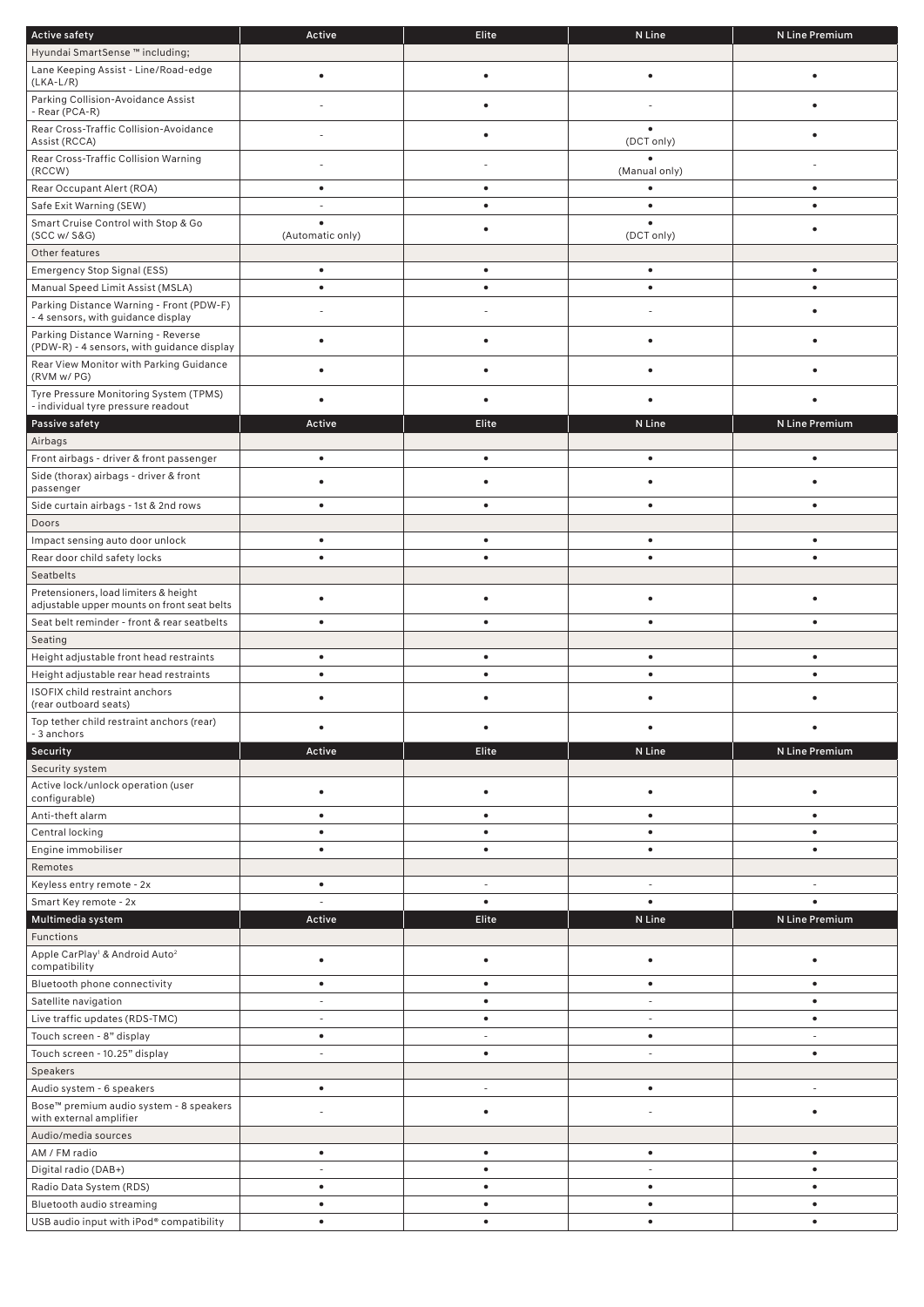| Active safety | Active | Elite | N Line | N Line Premium |
|---|---|---|---|---|
| Hyundai SmartSense ™ including; | | | | |
| Lane Keeping Assist - Line/Road-edge (LKA-L/R) | • | • | • | • |
| Parking Collision-Avoidance Assist - Rear (PCA-R) | - | • | - | • |
| Rear Cross-Traffic Collision-Avoidance Assist (RCCA) | - | • | • (DCT only) | • |
| Rear Cross-Traffic Collision Warning (RCCW) | - | - | • (Manual only) | - |
| Rear Occupant Alert (ROA) | • | • | • | • |
| Safe Exit Warning (SEW) | - | • | • | • |
| Smart Cruise Control with Stop & Go (SCC w/ S&G) | • (Automatic only) | • | • (DCT only) | • |
| Other features | | | | |
| Emergency Stop Signal (ESS) | • | • | • | • |
| Manual Speed Limit Assist (MSLA) | • | • | • | • |
| Parking Distance Warning - Front (PDW-F) - 4 sensors, with guidance display | - | - | - | • |
| Parking Distance Warning - Reverse (PDW-R) - 4 sensors, with guidance display | • | • | • | • |
| Rear View Monitor with Parking Guidance (RVM w/ PG) | • | • | • | • |
| Tyre Pressure Monitoring System (TPMS) - individual tyre pressure readout | • | • | • | • |
| **Passive safety** | **Active** | **Elite** | **N Line** | **N Line Premium** |
| Airbags | | | | |
| Front airbags - driver & front passenger | • | • | • | • |
| Side (thorax) airbags - driver & front passenger | • | • | • | • |
| Side curtain airbags - 1st & 2nd rows | • | • | • | • |
| Doors | | | | |
| Impact sensing auto door unlock | • | • | • | • |
| Rear door child safety locks | • | • | • | • |
| Seatbelts | | | | |
| Pretensioners, load limiters & height adjustable upper mounts on front seat belts | • | • | • | • |
| Seat belt reminder - front & rear seatbelts | • | • | • | • |
| Seating | | | | |
| Height adjustable front head restraints | • | • | • | • |
| Height adjustable rear head restraints | • | • | • | • |
| ISOFIX child restraint anchors (rear outboard seats) | • | • | • | • |
| Top tether child restraint anchors (rear) - 3 anchors | • | • | • | • |
| **Security** | **Active** | **Elite** | **N Line** | **N Line Premium** |
| Security system | | | | |
| Active lock/unlock operation (user configurable) | • | • | • | • |
| Anti-theft alarm | • | • | • | • |
| Central locking | • | • | • | • |
| Engine immobiliser | • | • | • | • |
| Remotes | | | | |
| Keyless entry remote - 2x | • | - | - | - |
| Smart Key remote - 2x | - | • | • | • |
| **Multimedia system** | **Active** | **Elite** | **N Line** | **N Line Premium** |
| Functions | | | | |
| Apple CarPlay[1] & Android Auto[2] compatibility | • | • | • | • |
| Bluetooth phone connectivity | • | • | • | • |
| Satellite navigation | - | • | - | • |
| Live traffic updates (RDS-TMC) | - | • | - | • |
| Touch screen - 8" display | • | - | • | - |
| Touch screen - 10.25" display | - | • | - | • |
| Speakers | | | | |
| Audio system - 6 speakers | • | - | • | - |
| Bose™ premium audio system - 8 speakers with external amplifier | - | • | - | • |
| Audio/media sources | | | | |
| AM / FM radio | • | • | • | • |
| Digital radio (DAB+) | - | • | - | • |
| Radio Data System (RDS) | • | • | • | • |
| Bluetooth audio streaming | • | • | • | • |
| USB audio input with iPod® compatibility | • | • | • | • |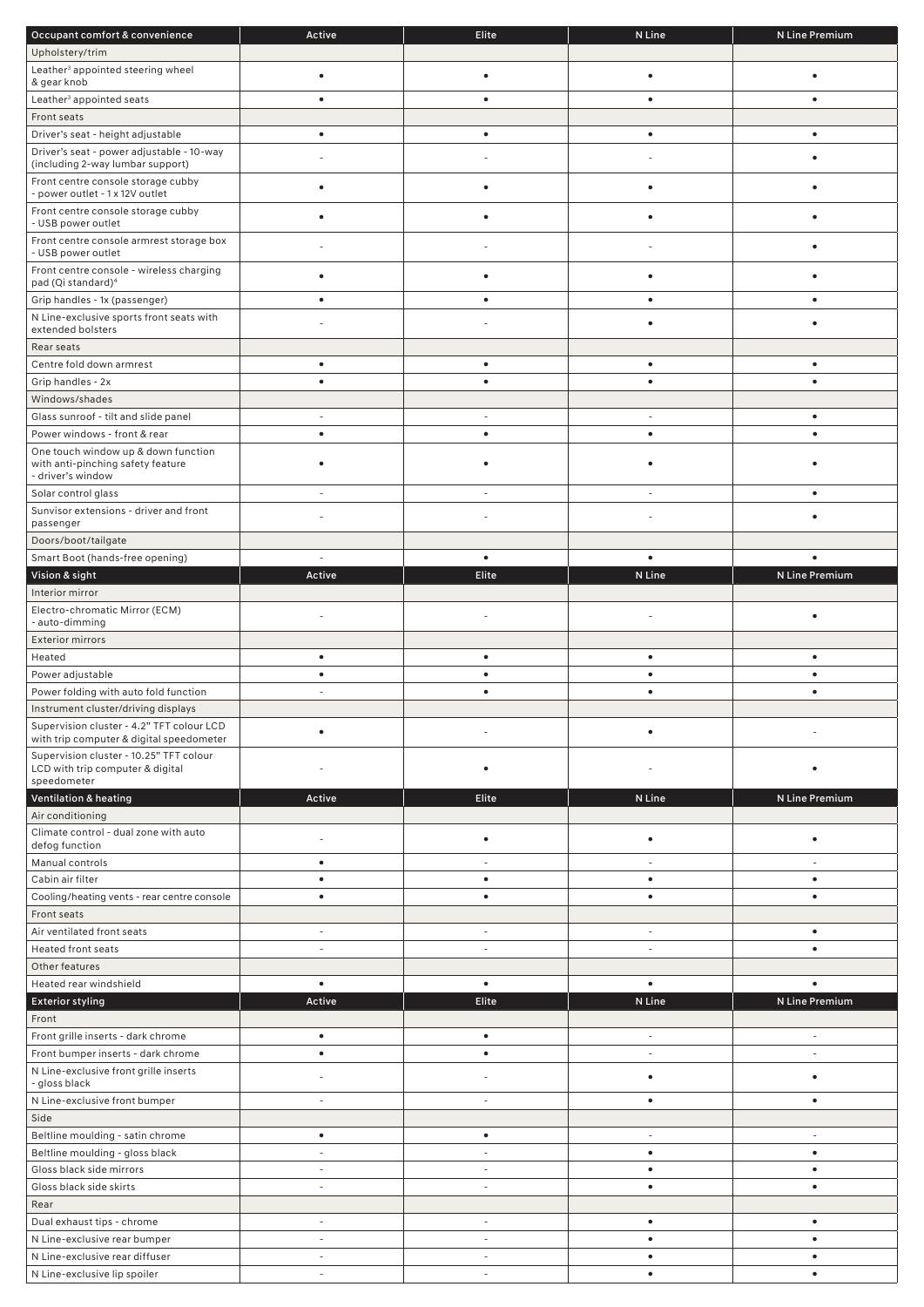| Occupant comfort & convenience | Active | Elite | N Line | N Line Premium |
|---|---|---|---|---|
| Upholstery/trim | | | | |
| Leather[3] appointed steering wheel & gear knob | • | • | • | • |
| Leather[3] appointed seats | • | • | • | • |
| Front seats | | | | |
| Driver's seat - height adjustable | • | • | • | • |
| Driver's seat - power adjustable - 10-way (including 2-way lumbar support) | - | - | - | • |
| Front centre console storage cubby - power outlet - 1 x 12V outlet | • | • | • | • |
| Front centre console storage cubby - USB power outlet | • | • | • | • |
| Front centre console armrest storage box - USB power outlet | - | - | - | • |
| Front centre console - wireless charging pad (Qi standard)[4] | • | • | • | • |
| Grip handles - 1x (passenger) | • | • | • | • |
| N Line-exclusive sports front seats with extended bolsters | - | - | • | • |
| Rear seats | | | | |
| Centre fold down armrest | • | • | • | • |
| Grip handles - 2x | • | • | • | • |
| Windows/shades | | | | |
| Glass sunroof - tilt and slide panel | - | - | - | • |
| Power windows - front & rear | • | • | • | • |
| One touch window up & down function with anti-pinching safety feature - driver's window | • | • | • | • |
| Solar control glass | - | - | - | • |
| Sunvisor extensions - driver and front passenger | - | - | - | • |
| Doors/boot/tailgate | | | | |
| Smart Boot (hands-free opening) | - | • | • | • |
| **Vision & sight** | **Active** | **Elite** | **N Line** | **N Line Premium** |
| Interior mirror | | | | |
| Electro-chromatic Mirror (ECM) - auto-dimming | - | - | - | • |
| Exterior mirrors | | | | |
| Heated | • | • | • | • |
| Power adjustable | • | • | • | • |
| Power folding with auto fold function | - | • | • | • |
| Instrument cluster/driving displays | | | | |
| Supervision cluster - 4.2" TFT colour LCD with trip computer & digital speedometer | • | - | • | - |
| Supervision cluster - 10.25" TFT colour LCD with trip computer & digital speedometer | - | • | - | • |
| **Ventilation & heating** | **Active** | **Elite** | **N Line** | **N Line Premium** |
| Air conditioning | | | | |
| Climate control - dual zone with auto defog function | - | • | • | • |
| Manual controls | • | - | - | - |
| Cabin air filter | • | • | • | • |
| Cooling/heating vents - rear centre console | • | • | • | • |
| Front seats | | | | |
| Air ventilated front seats | - | - | - | • |
| Heated front seats | - | - | - | • |
| Other features | | | | |
| Heated rear windshield | • | • | • | • |
| **Exterior styling** | **Active** | **Elite** | **N Line** | **N Line Premium** |
| Front | | | | |
| Front grille inserts - dark chrome | • | • | - | - |
| Front bumper inserts - dark chrome | • | • | - | - |
| N Line-exclusive front grille inserts - gloss black | - | - | • | • |
| N Line-exclusive front bumper | - | - | • | • |
| Side | | | | |
| Beltline moulding - satin chrome | • | • | - | - |
| Beltline moulding - gloss black | - | - | • | • |
| Gloss black side mirrors | - | - | • | • |
| Gloss black side skirts | - | - | • | • |
| Rear | | | | |
| Dual exhaust tips - chrome | - | - | • | • |
| N Line-exclusive rear bumper | - | - | • | • |
| N Line-exclusive rear diffuser | - | - | • | • |
| N Line-exclusive lip spoiler | - | - | • | • |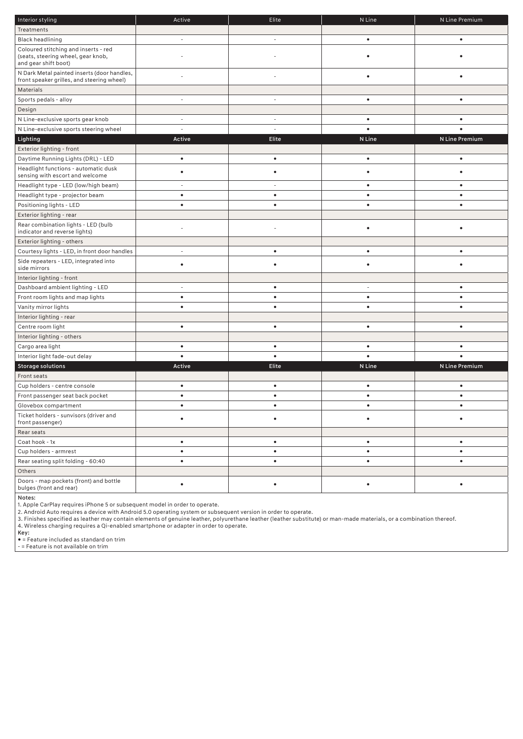| Interior styling | Active | Elite | N Line | N Line Premium |
|---|---|---|---|---|
| Treatments | | | | |
| Black headlining | - | - | • | • |
| Coloured stitching and inserts - red (seats, steering wheel, gear knob, and gear shift boot) | - | - | • | • |
| N Dark Metal painted inserts (door handles, front speaker grilles, and steering wheel) | - | - | • | • |
| Materials | | | | |
| Sports pedals - alloy | - | - | • | • |
| Design | | | | |
| N Line-exclusive sports gear knob | - | - | • | • |
| N Line-exclusive sports steering wheel | - | - | • | • |
| **Lighting** | **Active** | **Elite** | **N Line** | **N Line Premium** |
| Exterior lighting - front | | | | |
| Daytime Running Lights (DRL) - LED | • | • | • | • |
| Headlight functions - automatic dusk sensing with escort and welcome | • | • | • | • |
| Headlight type - LED (low/high beam) | - | - | • | • |
| Headlight type - projector beam | • | • | • | • |
| Positioning lights - LED | • | • | • | • |
| Exterior lighting - rear | | | | |
| Rear combination lights - LED (bulb indicator and reverse lights) | - | - | • | • |
| Exterior lighting - others | | | | |
| Courtesy lights - LED, in front door handles | - | • | • | • |
| Side repeaters - LED, integrated into side mirrors | • | • | • | • |
| Interior lighting - front | | | | |
| Dashboard ambient lighting - LED | - | • | - | • |
| Front room lights and map lights | • | • | • | • |
| Vanity mirror lights | • | • | • | • |
| Interior lighting - rear | | | | |
| Centre room light | • | • | • | • |
| Interior lighting - others | | | | |
| Cargo area light | • | • | • | • |
| Interior light fade-out delay | • | • | • | • |
| **Storage solutions** | **Active** | **Elite** | **N Line** | **N Line Premium** |
| Front seats | | | | |
| Cup holders - centre console | • | • | • | • |
| Front passenger seat back pocket | • | • | • | • |
| Glovebox compartment | • | • | • | • |
| Ticket holders - sunvisors (driver and front passenger) | • | • | • | • |
| Rear seats | | | | |
| Coat hook - 1x | • | • | • | • |
| Cup holders - armrest | • | • | • | • |
| Rear seating split folding - 60:40 | • | • | • | • |
| Others | | | | |
| Doors - map pockets (front) and bottle bulges (front and rear) | • | • | • | • |

**Notes:**

1. Apple CarPlay requires iPhone 5 or subsequent model in order to operate.
2. Android Auto requires a device with Android 5.0 operating system or subsequent version in order to operate.
3. Finishes specified as leather may contain elements of genuine leather, polyurethane leather (leather substitute) or man-made materials, or a combination thereof.
4. Wireless charging requires a Qi-enabled smartphone or adapter in order to operate.

**Key:**

• = Feature included as standard on trim

\- = Feature is not available on trim